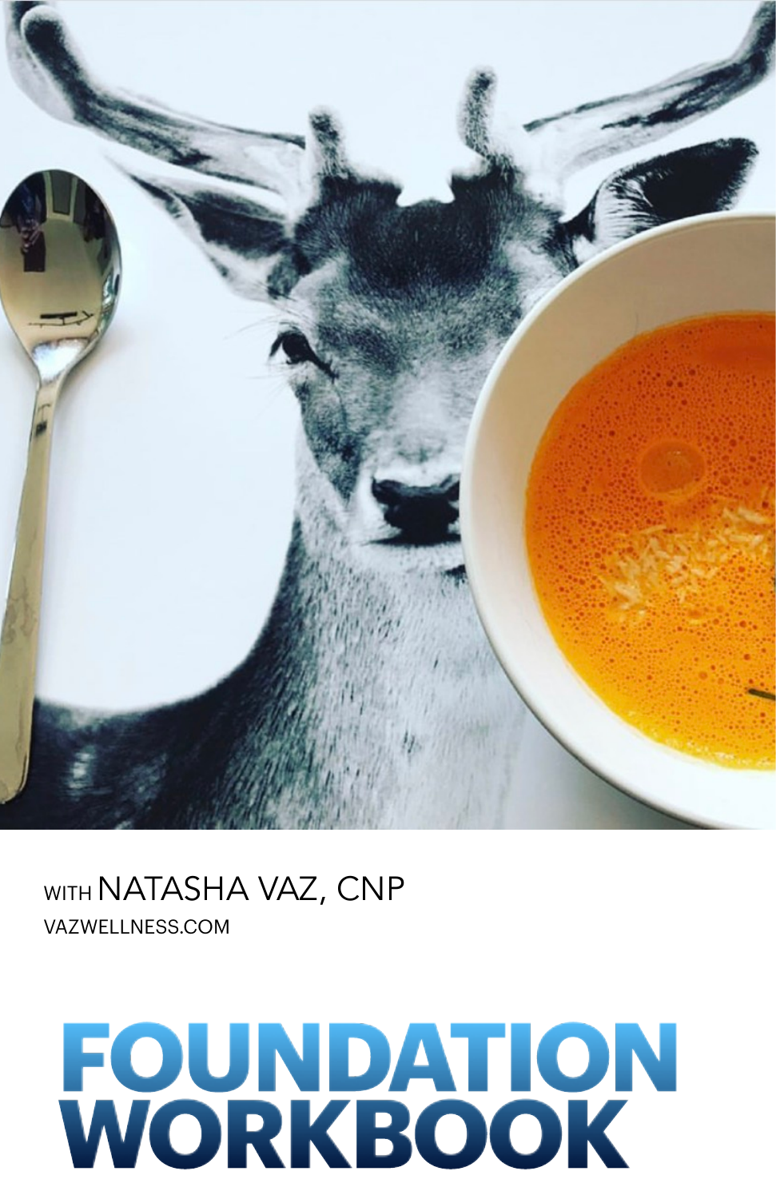WITH NATASHA VAZ, CNP

VAZWELLNESS.COM

# FOUNDATION WORKBOOK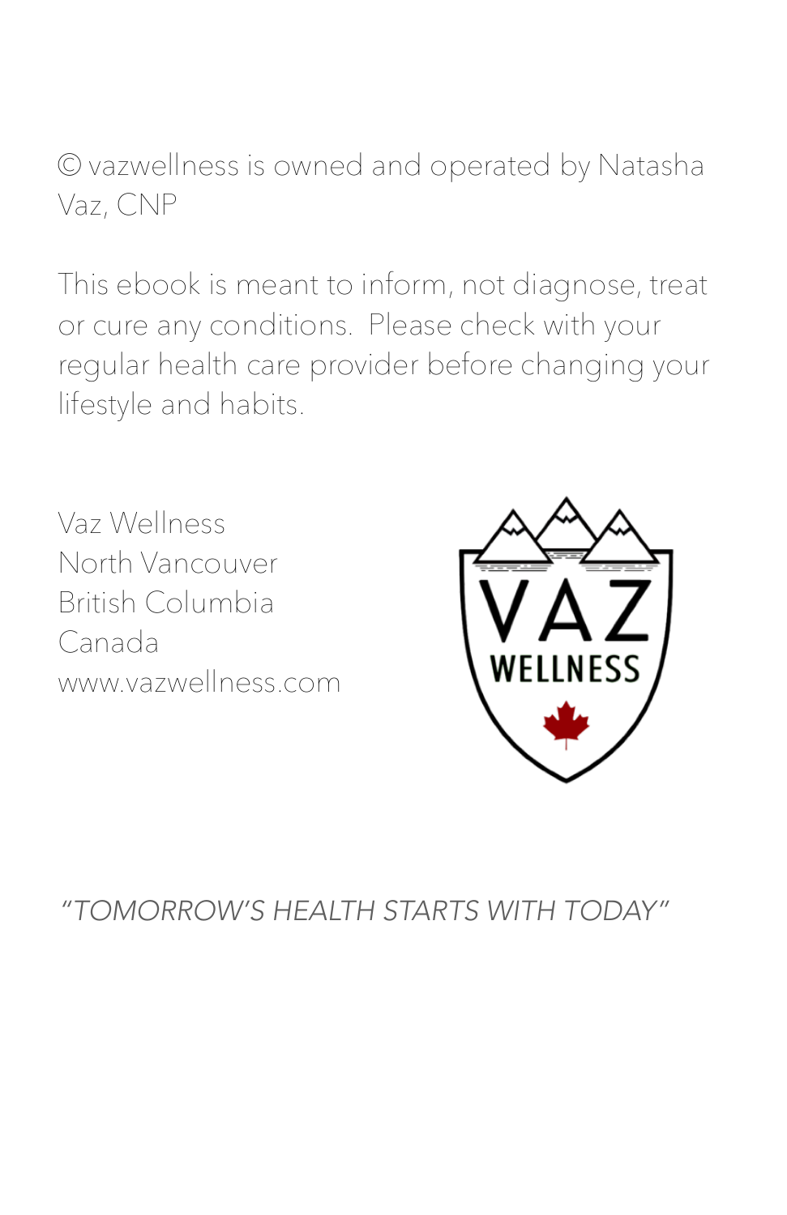© vazwellness is owned and operated by Natasha Vaz, CNP

This ebook is meant to inform, not diagnose, treat or cure any conditions. Please check with your regular health care provider before changing your lifestyle and habits.

Vaz Wellness
North Vancouver
British Columbia
Canada
www.vazwellness.com

*"TOMORROW'S HEALTH STARTS WITH TODAY"*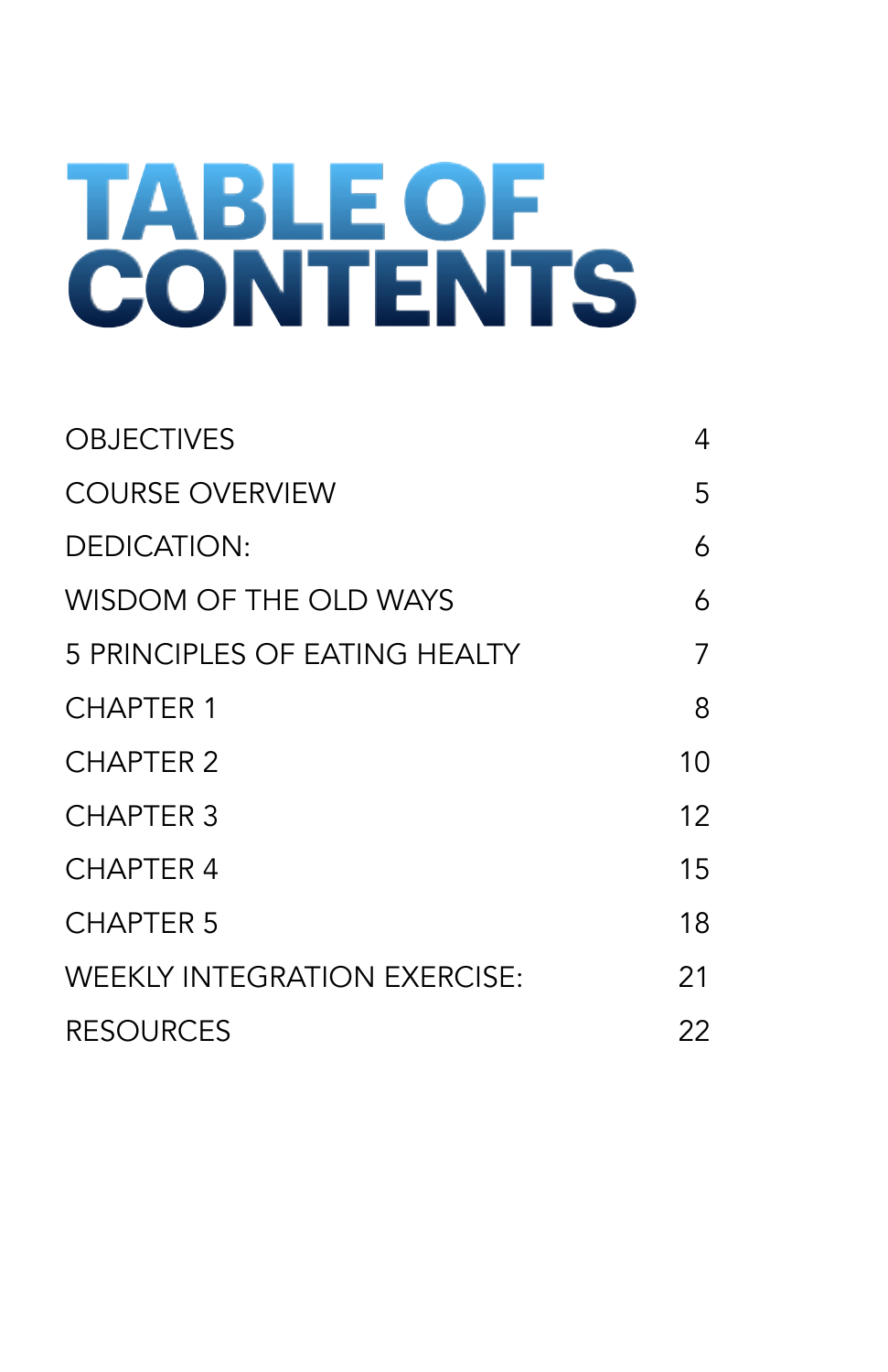# TABLE OF CONTENTS

| | |
|---|---|
| OBJECTIVES | 4 |
| COURSE OVERVIEW | 5 |
| DEDICATION: | 6 |
| WISDOM OF THE OLD WAYS | 6 |
| 5 PRINCIPLES OF EATING HEALTY | 7 |
| CHAPTER 1 | 8 |
| CHAPTER 2 | 10 |
| CHAPTER 3 | 12 |
| CHAPTER 4 | 15 |
| CHAPTER 5 | 18 |
| WEEKLY INTEGRATION EXERCISE: | 21 |
| RESOURCES | 22 |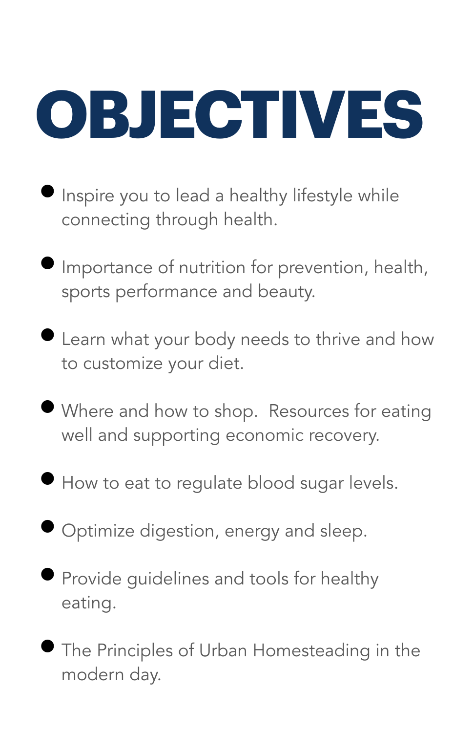# OBJECTIVES

- Inspire you to lead a healthy lifestyle while connecting through health.
- Importance of nutrition for prevention, health, sports performance and beauty.
- Learn what your body needs to thrive and how to customize your diet.
- Where and how to shop.  Resources for eating well and supporting economic recovery.
- How to eat to regulate blood sugar levels.
- Optimize digestion, energy and sleep.
- Provide guidelines and tools for healthy eating.
- The Principles of Urban Homesteading in the modern day.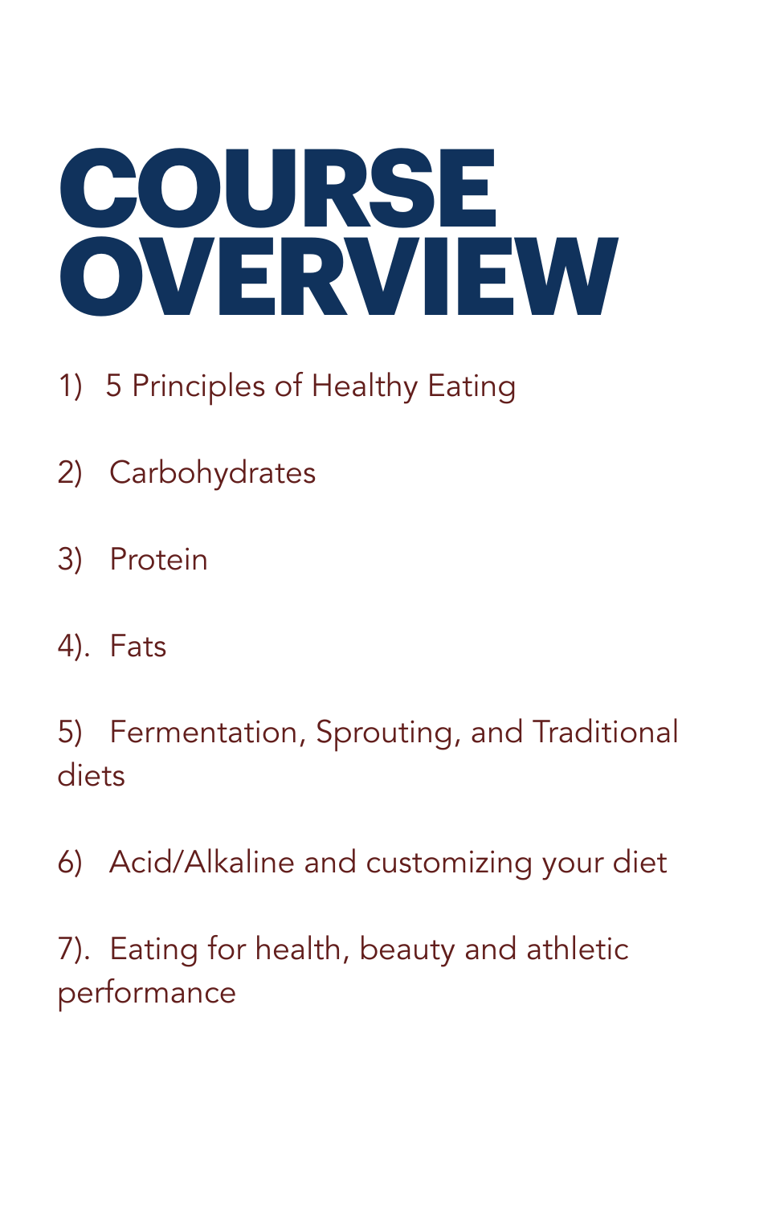# COURSE OVERVIEW

1) 5 Principles of Healthy Eating

2) Carbohydrates

3) Protein

4). Fats

5) Fermentation, Sprouting, and Traditional diets

6) Acid/Alkaline and customizing your diet

7). Eating for health, beauty and athletic performance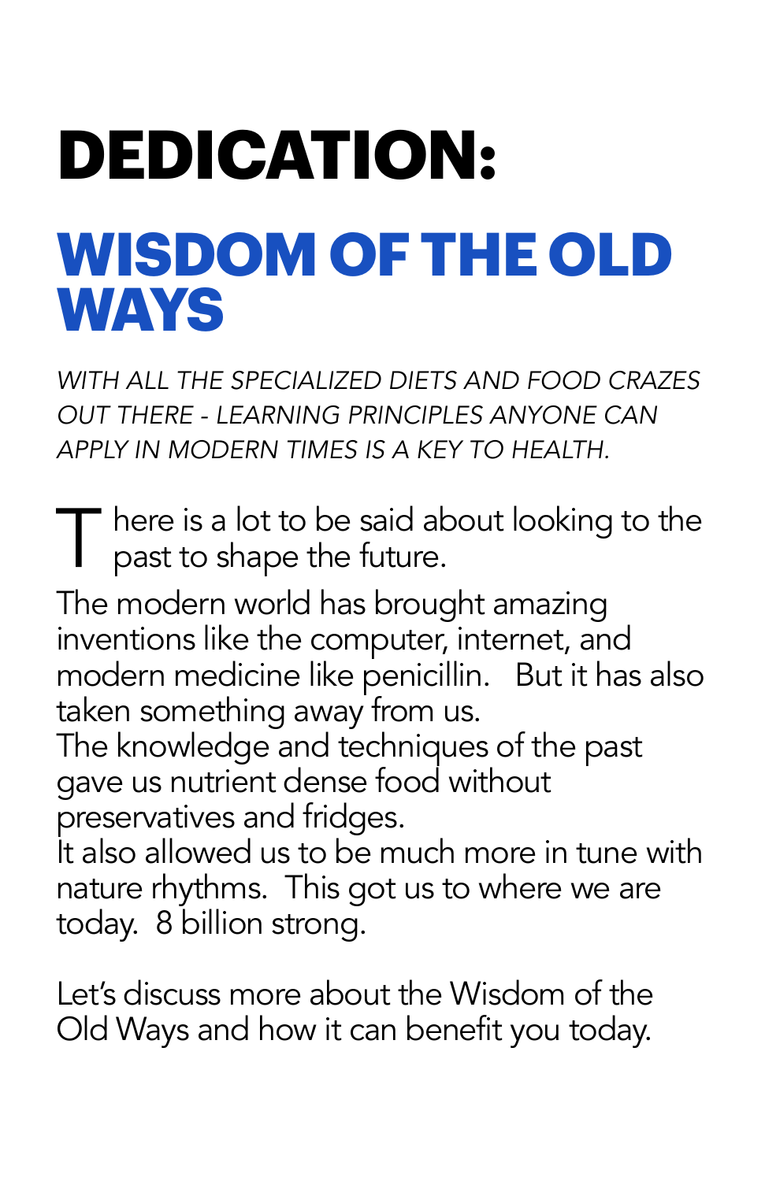# DEDICATION:

## WISDOM OF THE OLD WAYS

*WITH ALL THE SPECIALIZED DIETS AND FOOD CRAZES OUT THERE - LEARNING PRINCIPLES ANYONE CAN APPLY IN MODERN TIMES IS A KEY TO HEALTH.*

There is a lot to be said about looking to the past to shape the future.

The modern world has brought amazing inventions like the computer, internet, and modern medicine like penicillin. But it has also taken something away from us.
The knowledge and techniques of the past gave us nutrient dense food without preservatives and fridges.
It also allowed us to be much more in tune with nature rhythms. This got us to where we are today. 8 billion strong.

Let's discuss more about the Wisdom of the Old Ways and how it can benefit you today.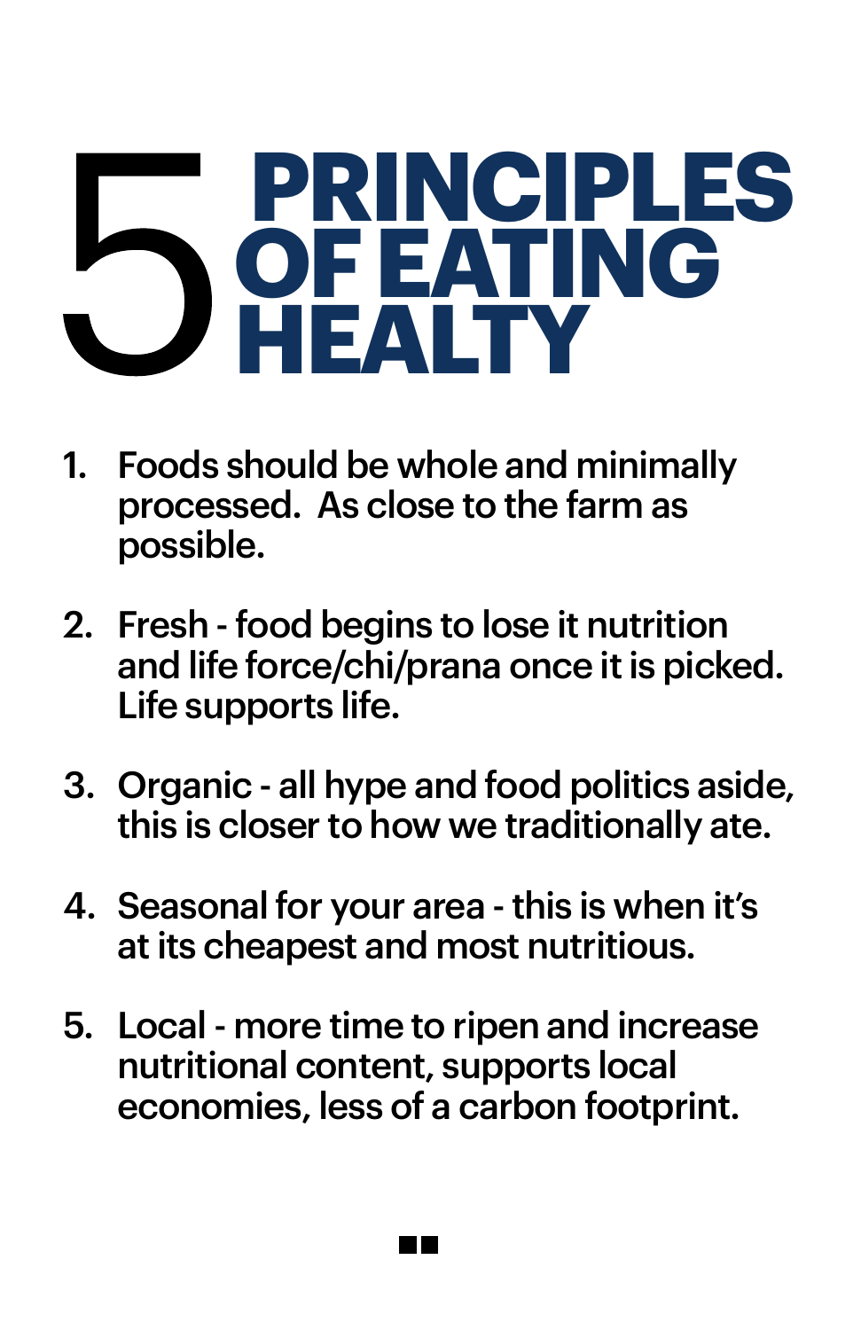# 5 PRINCIPLES OF EATING HEALTY

1. Foods should be whole and minimally processed. As close to the farm as possible.

2. Fresh - food begins to lose it nutrition and life force/chi/prana once it is picked. Life supports life.

3. Organic - all hype and food politics aside, this is closer to how we traditionally ate.

4. Seasonal for your area - this is when it's at its cheapest and most nutritious.

5. Local - more time to ripen and increase nutritional content, supports local economies, less of a carbon footprint.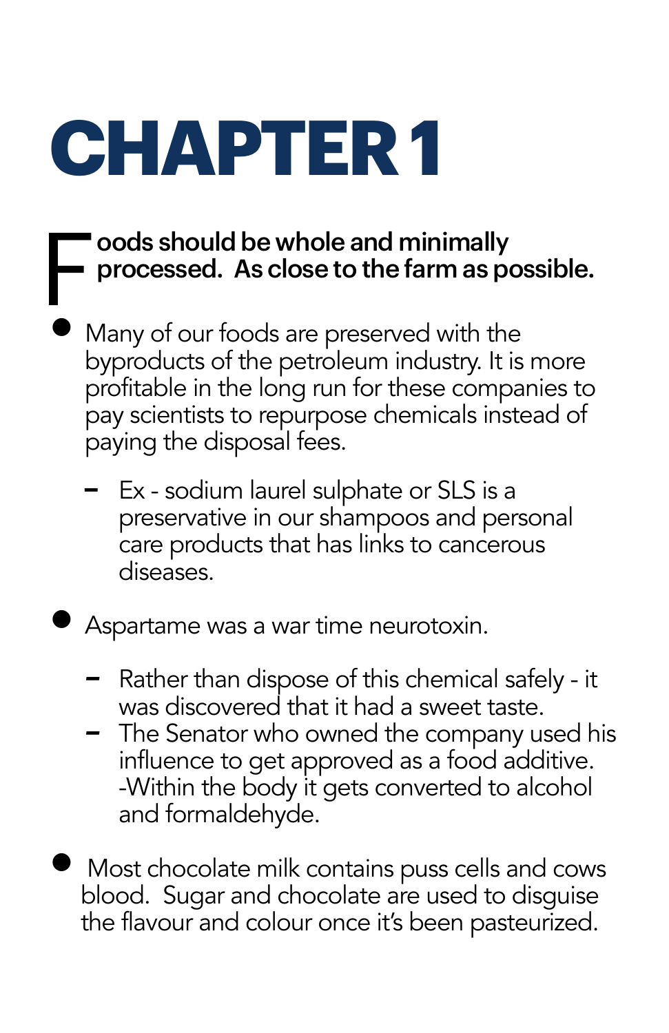# CHAPTER 1

**Foods should be whole and minimally processed. As close to the farm as possible.**

- Many of our foods are preserved with the byproducts of the petroleum industry. It is more profitable in the long run for these companies to pay scientists to repurpose chemicals instead of paying the disposal fees.
  - Ex - sodium laurel sulphate or SLS is a preservative in our shampoos and personal care products that has links to cancerous diseases.
- Aspartame was a war time neurotoxin.
  - Rather than dispose of this chemical safely - it was discovered that it had a sweet taste.
  - The Senator who owned the company used his influence to get approved as a food additive. -Within the body it gets converted to alcohol and formaldehyde.
- Most chocolate milk contains puss cells and cows blood. Sugar and chocolate are used to disguise the flavour and colour once it's been pasteurized.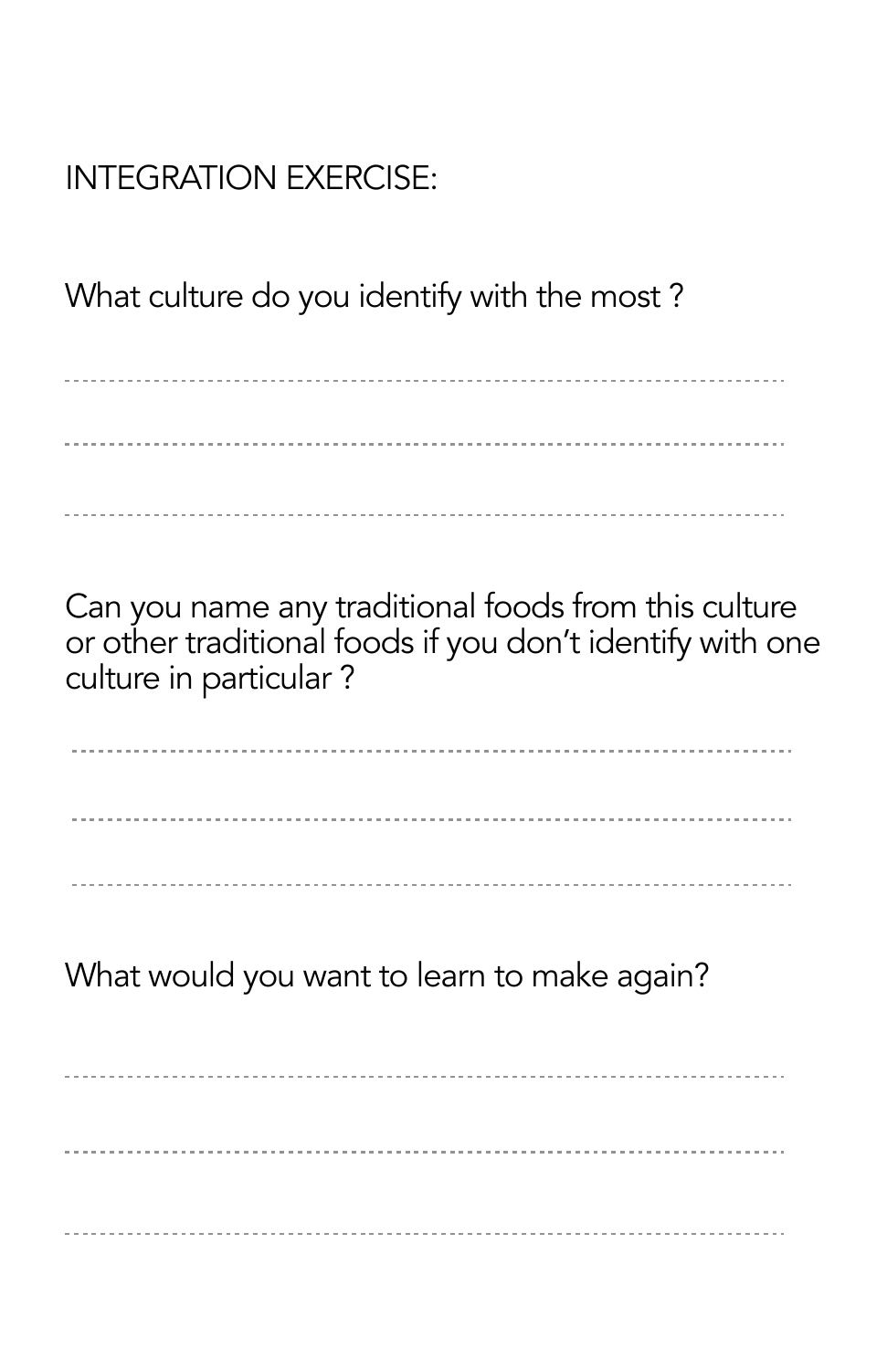INTEGRATION EXERCISE:

What culture do you identify with the most ?

Can you name any traditional foods from this culture or other traditional foods if you don’t identify with one culture in particular ?

What would you want to learn to make again?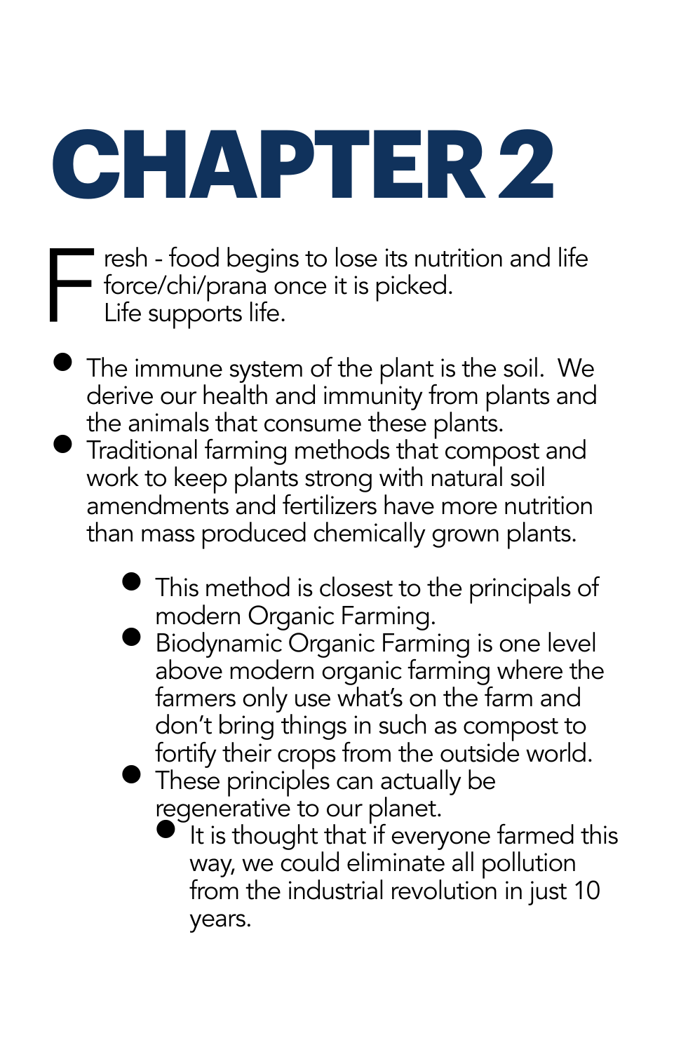# CHAPTER 2

Fresh - food begins to lose its nutrition and life force/chi/prana once it is picked.
Life supports life.

- The immune system of the plant is the soil. We derive our health and immunity from plants and the animals that consume these plants.
- Traditional farming methods that compost and work to keep plants strong with natural soil amendments and fertilizers have more nutrition than mass produced chemically grown plants.
    - This method is closest to the principals of modern Organic Farming.
    - Biodynamic Organic Farming is one level above modern organic farming where the farmers only use what's on the farm and don't bring things in such as compost to fortify their crops from the outside world.
    - These principles can actually be regenerative to our planet.
        - It is thought that if everyone farmed this way, we could eliminate all pollution from the industrial revolution in just 10 years.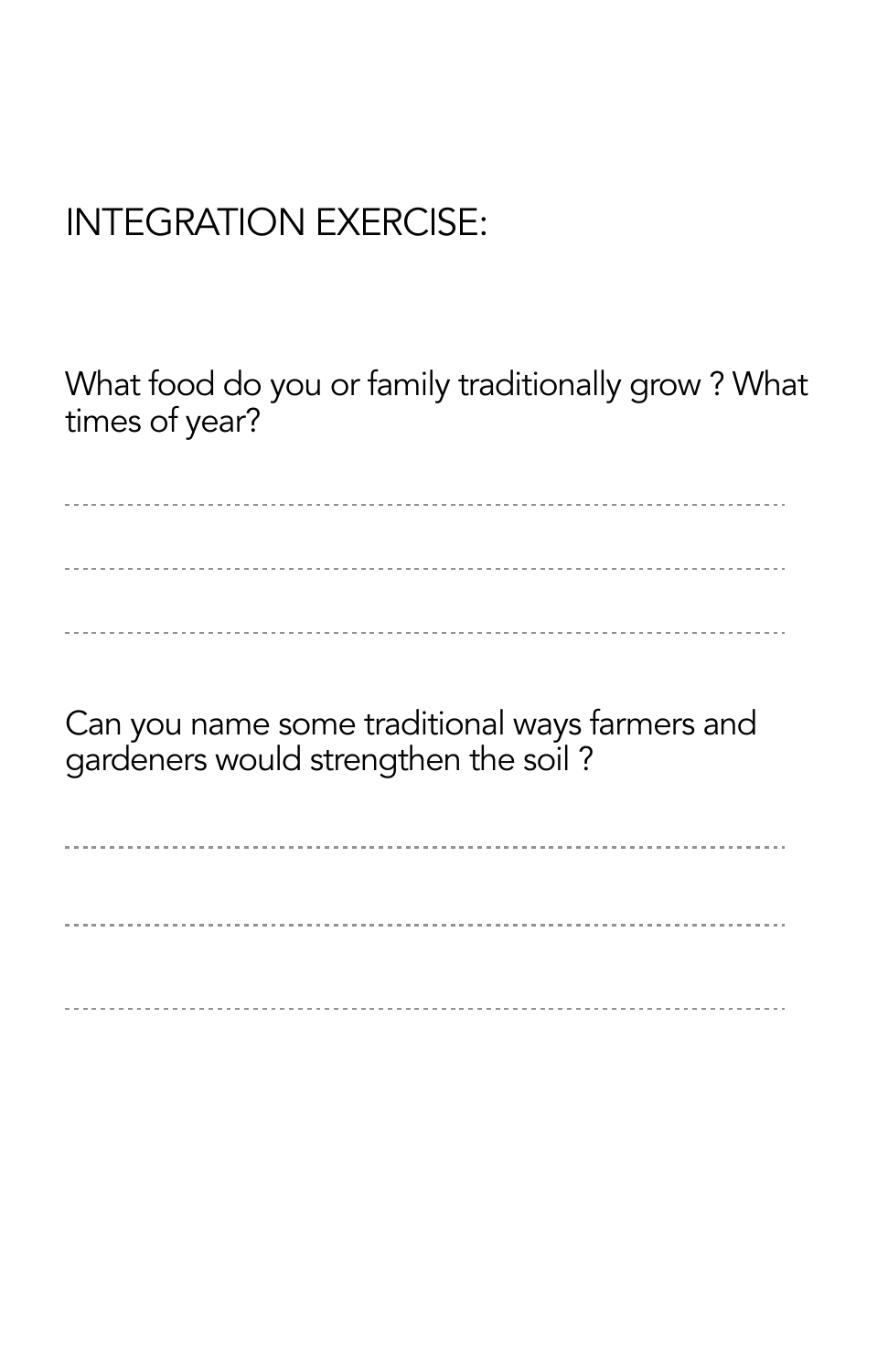## INTEGRATION EXERCISE:

What food do you or family traditionally grow ? What times of year?

---

---

---

Can you name some traditional ways farmers and gardeners would strengthen the soil ?

---

---

---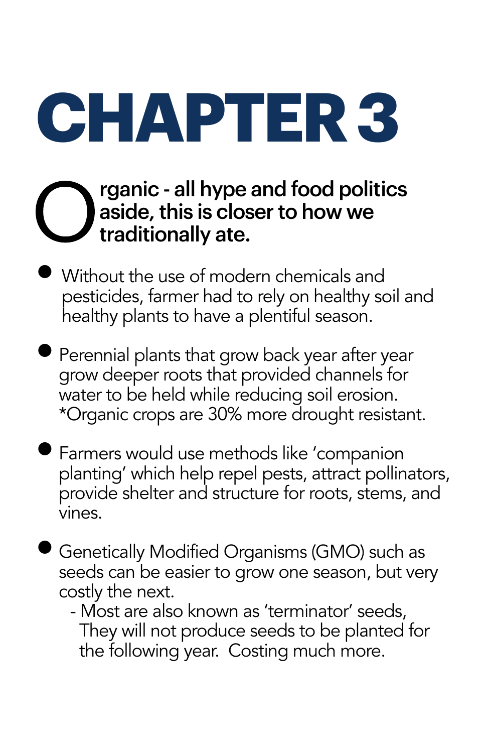# CHAPTER 3

**Organic - all hype and food politics aside, this is closer to how we traditionally ate.**

- Without the use of modern chemicals and pesticides, farmer had to rely on healthy soil and healthy plants to have a plentiful season.

- Perennial plants that grow back year after year grow deeper roots that provided channels for water to be held while reducing soil erosion. *Organic crops are 30% more drought resistant.

- Farmers would use methods like 'companion planting' which help repel pests, attract pollinators, provide shelter and structure for roots, stems, and vines.

- Genetically Modified Organisms (GMO) such as seeds can be easier to grow one season, but very costly the next.
  - Most are also known as 'terminator' seeds, They will not produce seeds to be planted for the following year. Costing much more.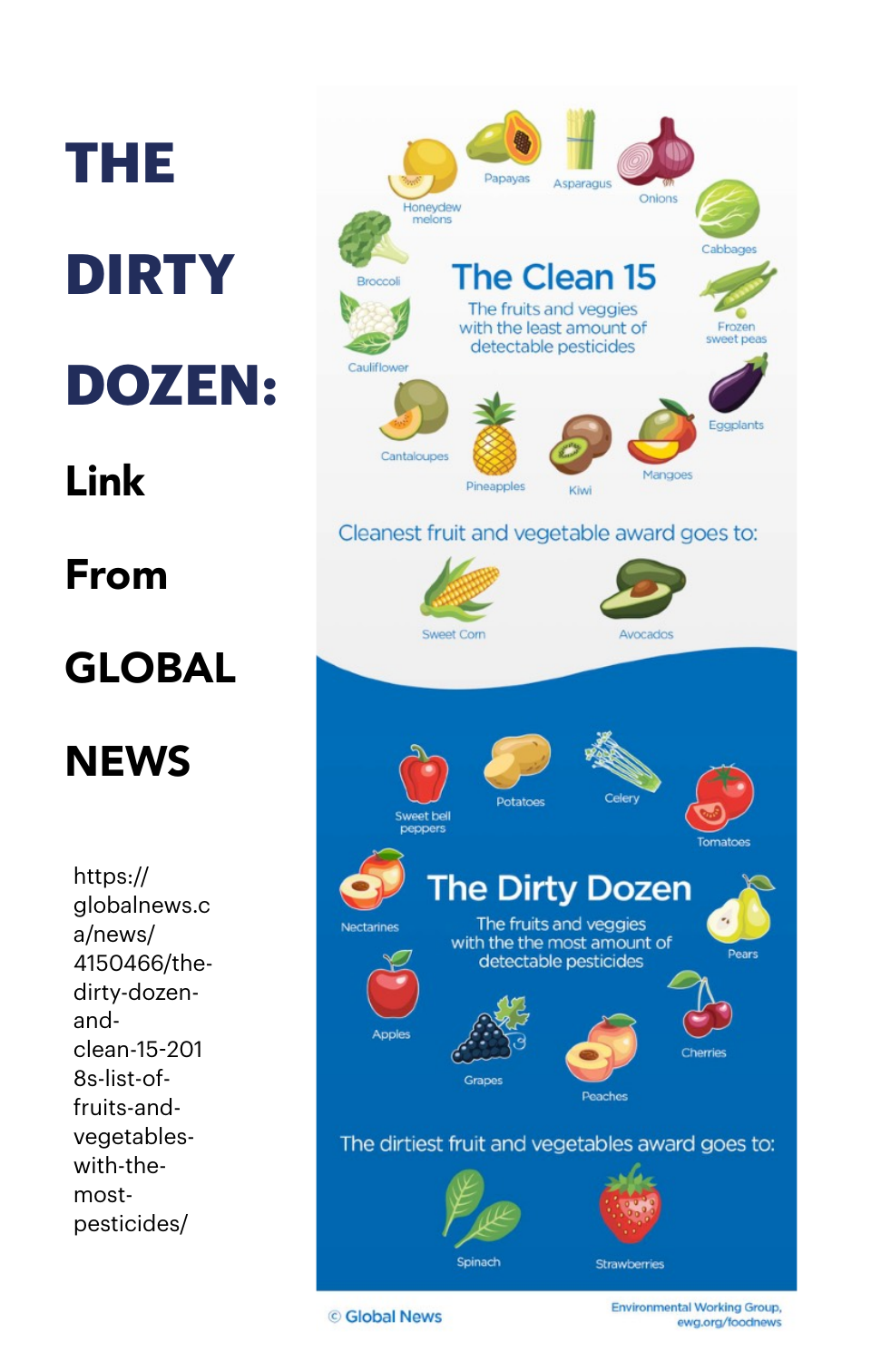# THE DIRTY DOZEN:

## Link From GLOBAL NEWS

https://globalnews.ca/news/4150466/the-dirty-dozen-and-clean-15-2018s-list-of-fruits-and-vegetables-with-the-most-pesticides/

## The Clean 15

The fruits and veggies with the least amount of detectable pesticides

- Honeydew melons
- Papayas
- Asparagus
- Onions
- Cabbages
- Broccoli
- Cauliflower
- Frozen sweet peas
- Eggplants
- Cantaloupes
- Pineapples
- Kiwi
- Mangoes

Cleanest fruit and vegetable award goes to:

- Sweet Corn
- Avocados

## The Dirty Dozen

The fruits and veggies with the the most amount of detectable pesticides

- Sweet bell peppers
- Potatoes
- Celery
- Tomatoes
- Nectarines
- Pears
- Apples
- Grapes
- Peaches
- Cherries

The dirtiest fruit and vegetables award goes to:

- Spinach
- Strawberries

© Global News

Environmental Working Group, ewg.org/foodnews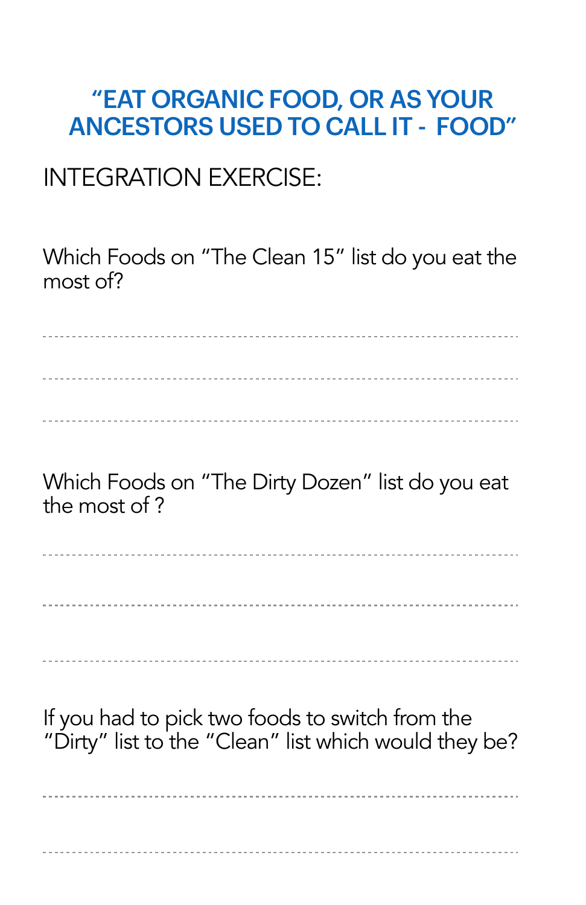# "EAT ORGANIC FOOD, OR AS YOUR ANCESTORS USED TO CALL IT - FOOD"

## INTEGRATION EXERCISE:

Which Foods on "The Clean 15" list do you eat the most of?

---

---

---

Which Foods on "The Dirty Dozen" list do you eat the most of ?

---

---

---

If you had to pick two foods to switch from the "Dirty" list to the "Clean" list which would they be?

---

---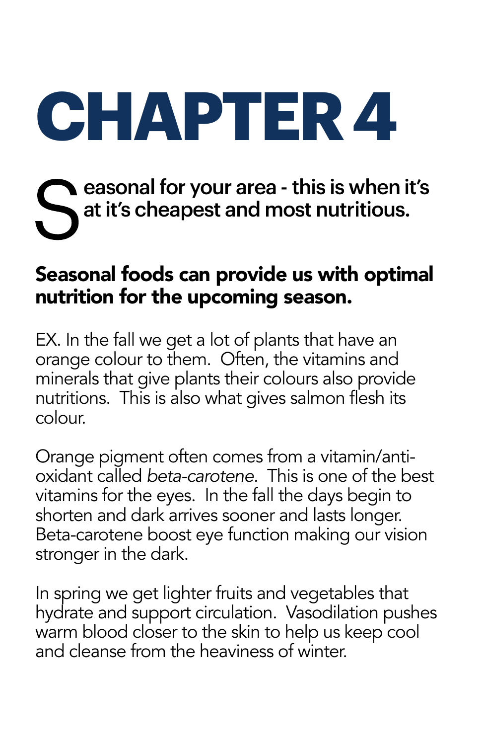# CHAPTER 4

**Seasonal for your area - this is when it's at it's cheapest and most nutritious.**

**Seasonal foods can provide us with optimal nutrition for the upcoming season.**

EX. In the fall we get a lot of plants that have an orange colour to them. Often, the vitamins and minerals that give plants their colours also provide nutritions. This is also what gives salmon flesh its colour.

Orange pigment often comes from a vitamin/anti-oxidant called *beta-carotene.* This is one of the best vitamins for the eyes. In the fall the days begin to shorten and dark arrives sooner and lasts longer. Beta-carotene boost eye function making our vision stronger in the dark.

In spring we get lighter fruits and vegetables that hydrate and support circulation. Vasodilation pushes warm blood closer to the skin to help us keep cool and cleanse from the heaviness of winter.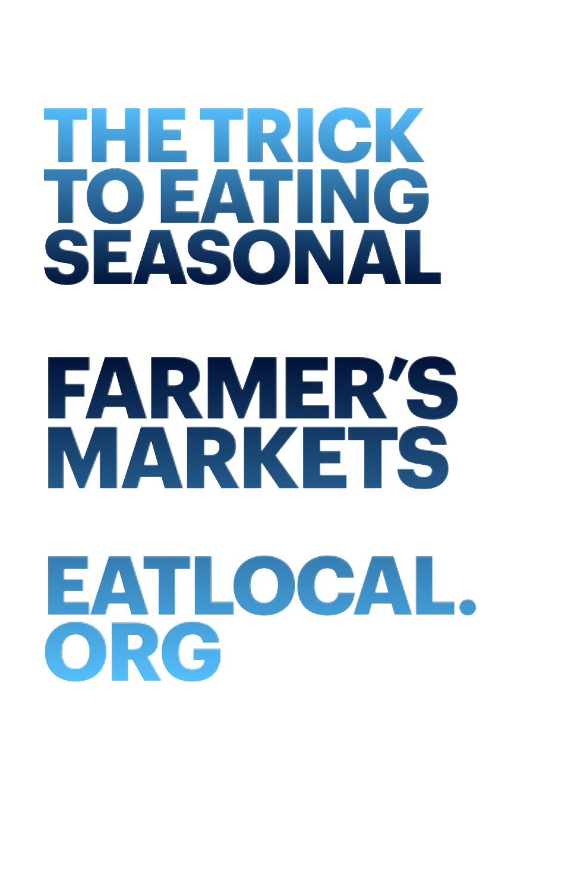# THE TRICK TO EATING SEASONAL

# FARMER'S MARKETS

# EATLOCAL.ORG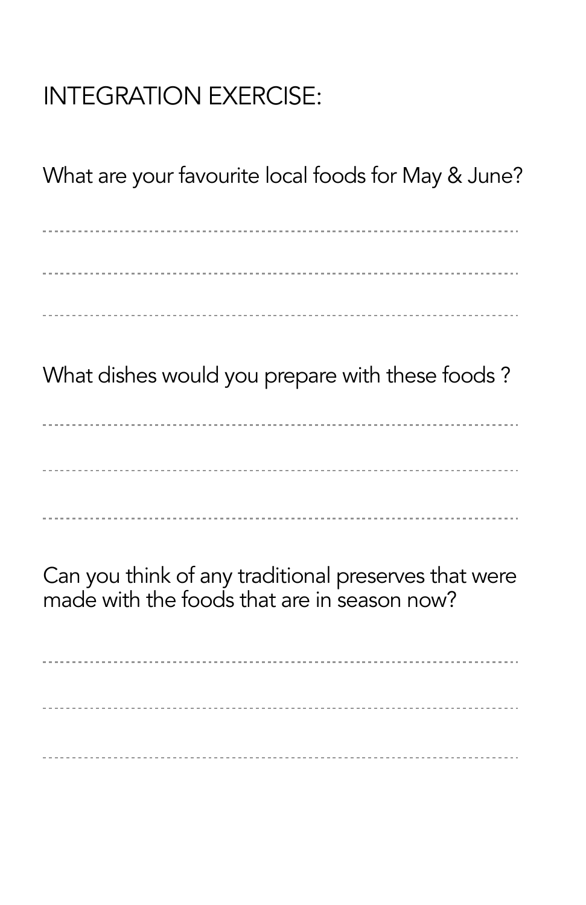## INTEGRATION EXERCISE:

What are your favourite local foods for May & June?

.................................................................................................

.................................................................................................

.................................................................................................

What dishes would you prepare with these foods ?

.................................................................................................

.................................................................................................

.................................................................................................

Can you think of any traditional preserves that were made with the foods that are in season now?

.................................................................................................

.................................................................................................

.................................................................................................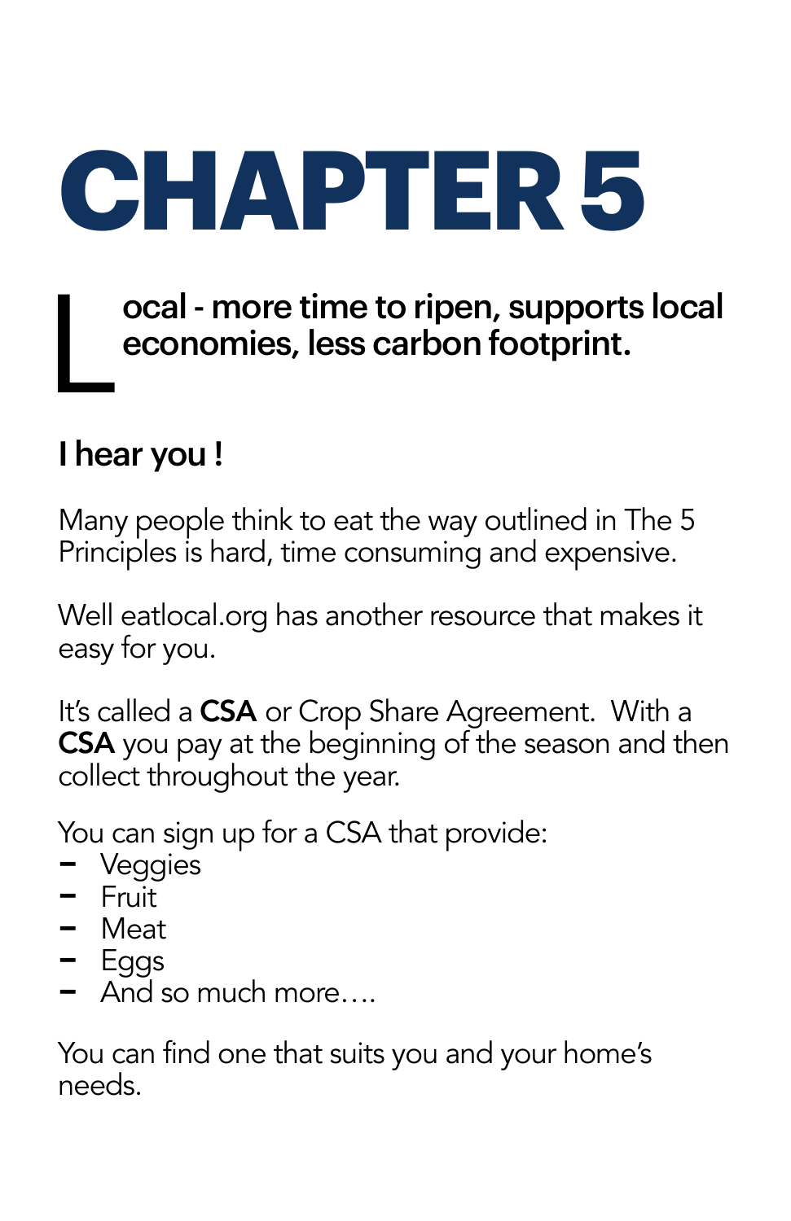# CHAPTER 5

**Local - more time to ripen, supports local economies, less carbon footprint.**

### I hear you !

Many people think to eat the way outlined in The 5 Principles is hard, time consuming and expensive.

Well eatlocal.org has another resource that makes it easy for you.

It's called a **CSA** or Crop Share Agreement. With a **CSA** you pay at the beginning of the season and then collect throughout the year.

You can sign up for a CSA that provide:

- Veggies
- Fruit
- Meat
- Eggs
- And so much more….

You can find one that suits you and your home's needs.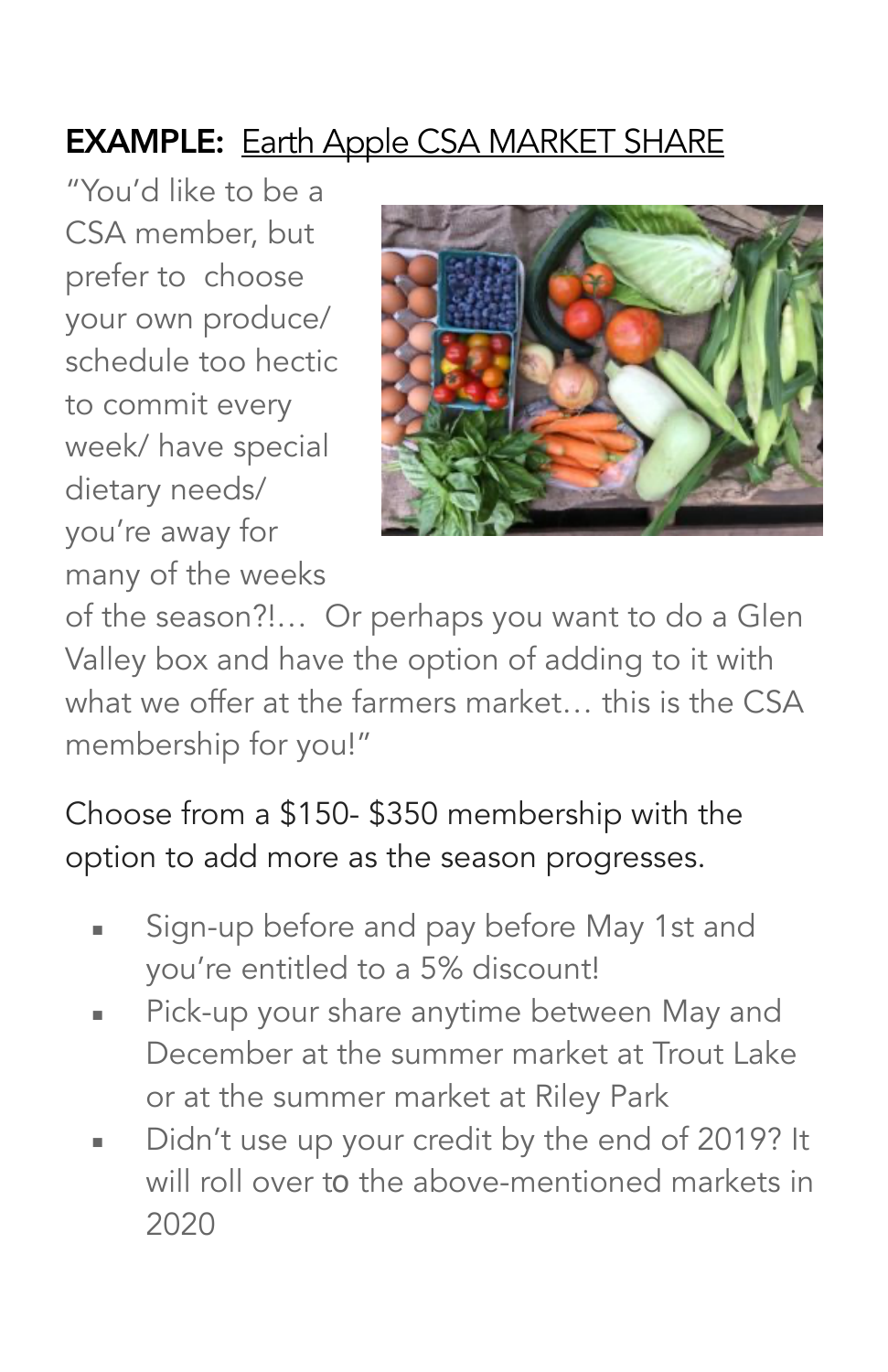**EXAMPLE:** Earth Apple CSA MARKET SHARE

"You'd like to be a CSA member, but prefer to choose your own produce/ schedule too hectic to commit every week/ have special dietary needs/ you're away for many of the weeks of the season?!… Or perhaps you want to do a Glen Valley box and have the option of adding to it with what we offer at the farmers market… this is the CSA membership for you!"

Choose from a $150- $350 membership with the option to add more as the season progresses.

- Sign-up before and pay before May 1st and you're entitled to a 5% discount!
- Pick-up your share anytime between May and December at the summer market at Trout Lake or at the summer market at Riley Park
- Didn't use up your credit by the end of 2019? It will roll over to the above-mentioned markets in 2020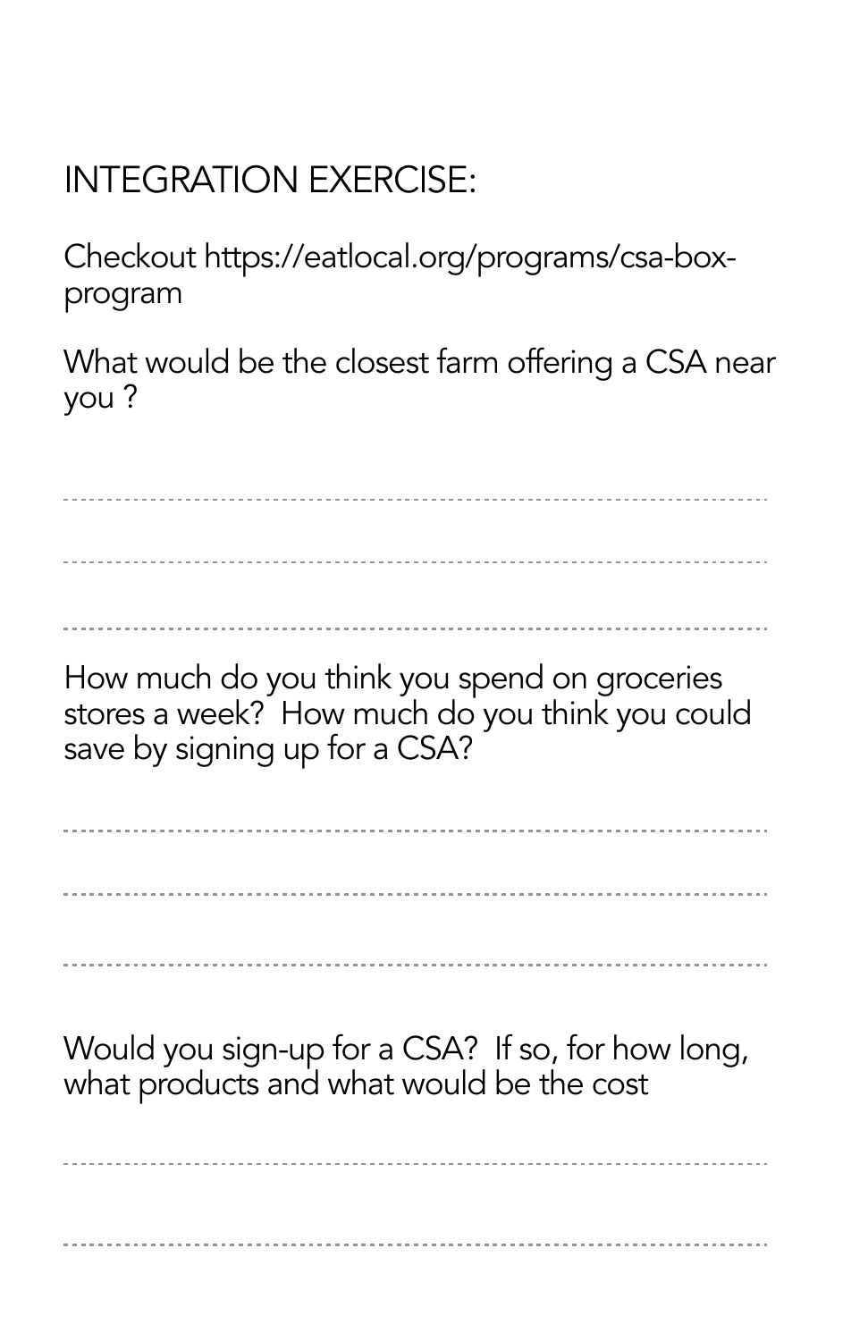## INTEGRATION EXERCISE:

Checkout https://eatlocal.org/programs/csa-box-program

What would be the closest farm offering a CSA near you ?

How much do you think you spend on groceries stores a week? How much do you think you could save by signing up for a CSA?

Would you sign-up for a CSA? If so, for how long, what products and what would be the cost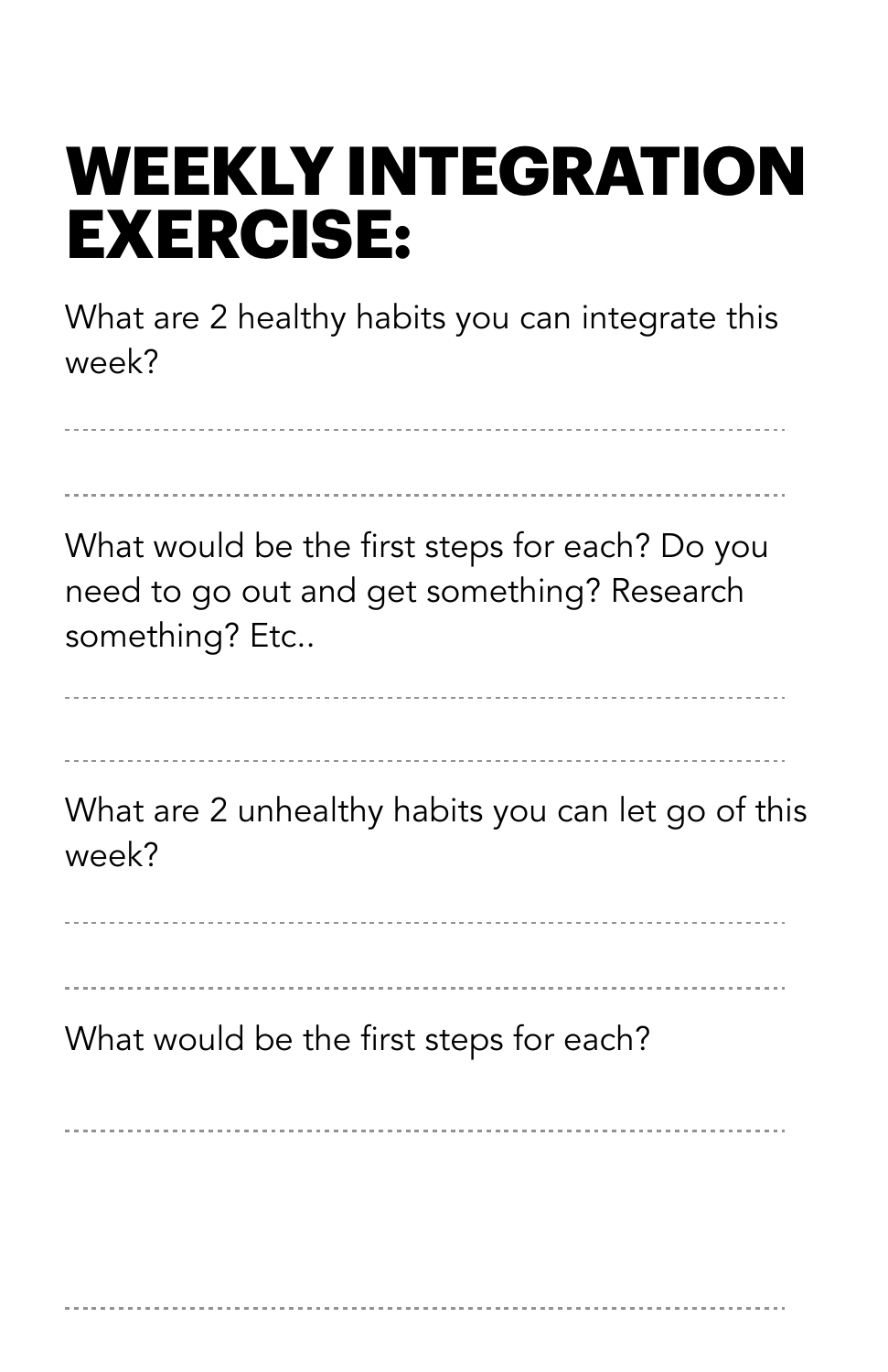# WEEKLY INTEGRATION EXERCISE:

What are 2 healthy habits you can integrate this week?

What would be the first steps for each? Do you need to go out and get something? Research something? Etc..

What are 2 unhealthy habits you can let go of this week?

What would be the first steps for each?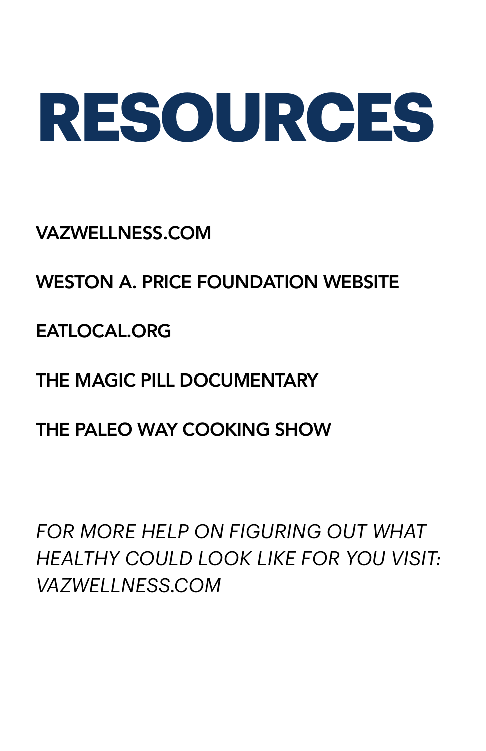# RESOURCES

VAZWELLNESS.COM

WESTON A. PRICE FOUNDATION WEBSITE

EATLOCAL.ORG

THE MAGIC PILL DOCUMENTARY

THE PALEO WAY COOKING SHOW

*FOR MORE HELP ON FIGURING OUT WHAT HEALTHY COULD LOOK LIKE FOR YOU VISIT: VAZWELLNESS.COM*